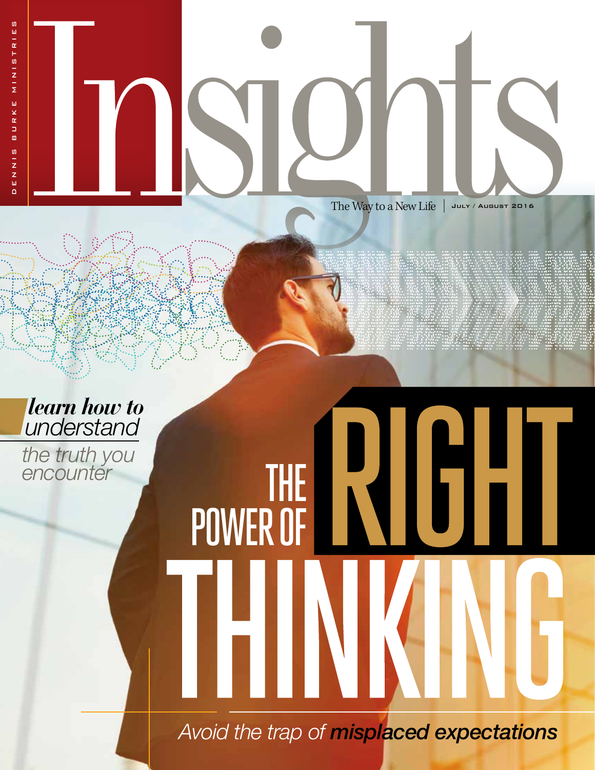DENNIS BURKE MINISTRIES

# Insights

The Way to a New Life | JULY / AUGUST 2016

***learn how to*** *understand the truth you encounter*

# THE POWER OF RIGHT THINKING

*Avoid the trap of* ***misplaced expectations***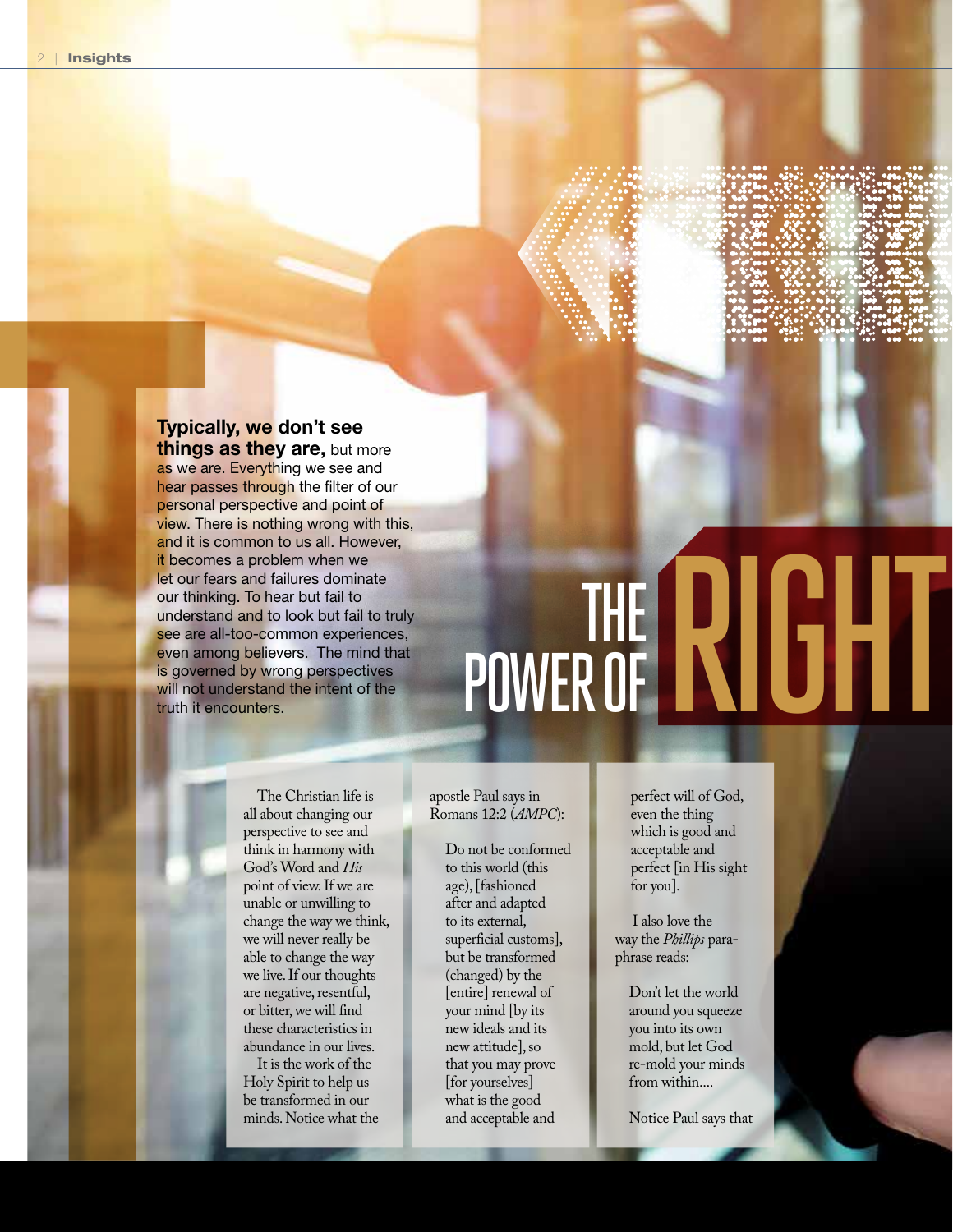# THE POWER OF RIGHT

**Typically, we don't see things as they are,** but more as we are. Everything we see and hear passes through the filter of our personal perspective and point of view. There is nothing wrong with this, and it is common to us all. However, it becomes a problem when we let our fears and failures dominate our thinking. To hear but fail to understand and to look but fail to truly see are all-too-common experiences, even among believers. The mind that is governed by wrong perspectives will not understand the intent of the truth it encounters.

The Christian life is all about changing our perspective to see and think in harmony with God's Word and *His* point of view. If we are unable or unwilling to change the way we think, we will never really be able to change the way we live. If our thoughts are negative, resentful, or bitter, we will find these characteristics in abundance in our lives.

It is the work of the Holy Spirit to help us be transformed in our minds. Notice what the apostle Paul says in Romans 12:2 (*AMPC*):

> Do not be conformed to this world (this age), [fashioned after and adapted to its external, superficial customs], but be transformed (changed) by the [entire] renewal of your mind [by its new ideals and its new attitude], so that you may prove [for yourselves] what is the good and acceptable and perfect will of God, even the thing which is good and acceptable and perfect [in His sight for you].

I also love the way the *Phillips* paraphrase reads:

> Don't let the world around you squeeze you into its own mold, but let God re-mold your minds from within....

Notice Paul says that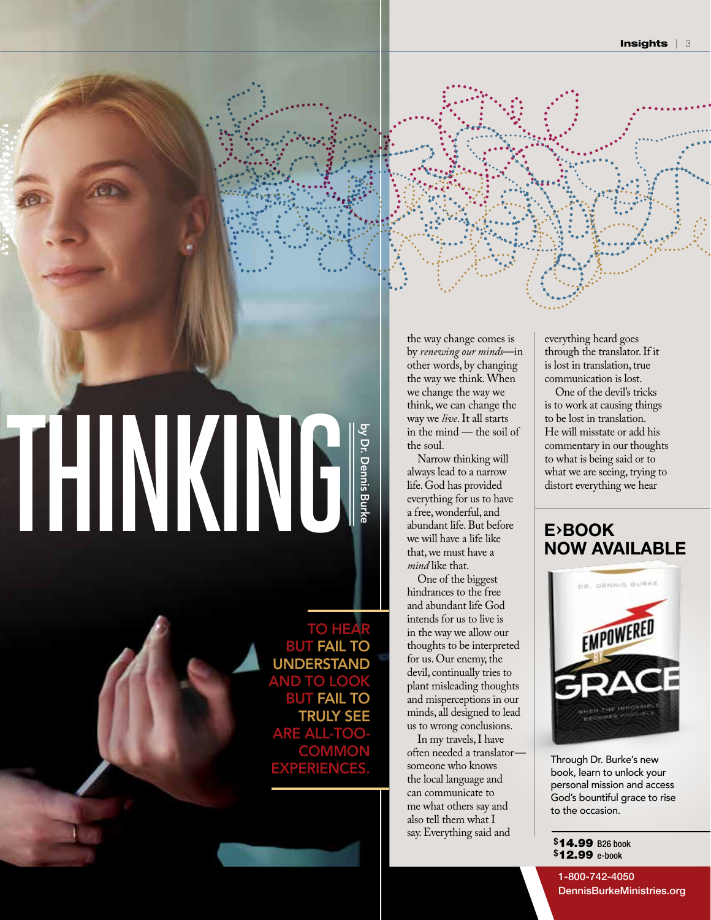# THINKING

by Dr. Dennis Burke

**TO HEAR BUT FAIL TO UNDERSTAND AND TO LOOK BUT FAIL TO TRULY SEE ARE ALL-TOO-COMMON EXPERIENCES.**

the way change comes is by *renewing our minds*—in other words, by changing the way we think. When we change the way we think, we can change the way we *live*. It all starts in the mind — the soil of the soul.

Narrow thinking will always lead to a narrow life. God has provided everything for us to have a free, wonderful, and abundant life. But before we will have a life like that, we must have a *mind* like that.

One of the biggest hindrances to the free and abundant life God intends for us to live is in the way we allow our thoughts to be interpreted for us. Our enemy, the devil, continually tries to plant misleading thoughts and misperceptions in our minds, all designed to lead us to wrong conclusions.

In my travels, I have often needed a translator—someone who knows the local language and can communicate to me what others say and also tell them what I say. Everything said and everything heard goes through the translator. If it is lost in translation, true communication is lost.

One of the devil's tricks is to work at causing things to be lost in translation. He will misstate or add his commentary in our thoughts to what is being said or to what we are seeing, trying to distort everything we hear

## E›BOOK NOW AVAILABLE

DR. DENNIS BURKE — EMPOWERED BY GRACE — WHEN THE IMPOSSIBLE BECOMES POSSIBLE

Through Dr. Burke's new book, learn to unlock your personal mission and access God's bountiful grace to rise to the occasion.

**$14.99** B26 book
**$12.99** e-book

1-800-742-4050
DennisBurkeMinistries.org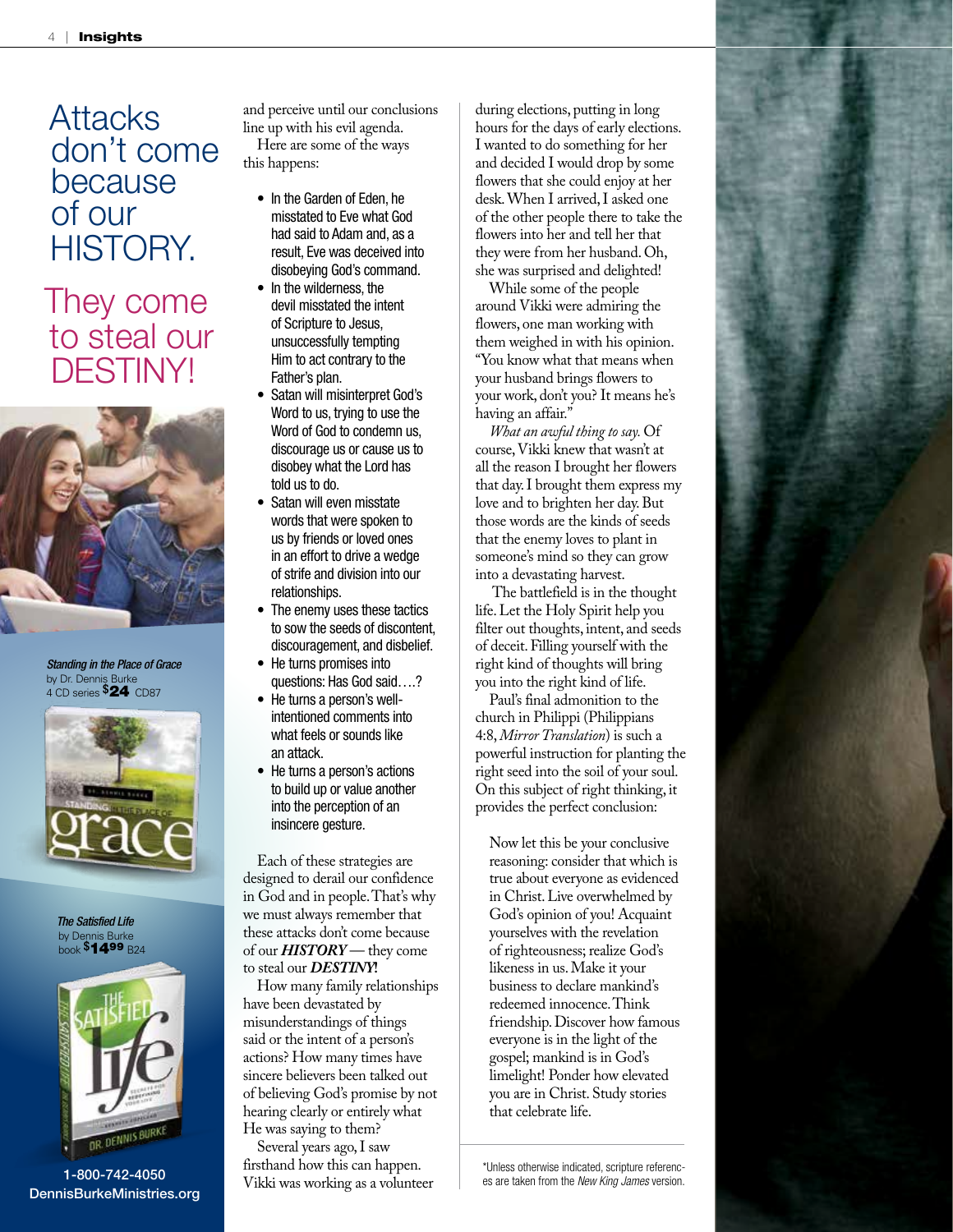# Attacks don't come because of our HISTORY.

# They come to steal our DESTINY!

*Standing in the Place of Grace*
by Dr. Dennis Burke
4 CD series $24 CD87

*The Satisfied Life*
by Dennis Burke
book $14.99 B24

1-800-742-4050
DennisBurkeMinistries.org

and perceive until our conclusions line up with his evil agenda.

Here are some of the ways this happens:

- In the Garden of Eden, he misstated to Eve what God had said to Adam and, as a result, Eve was deceived into disobeying God's command.
- In the wilderness, the devil misstated the intent of Scripture to Jesus, unsuccessfully tempting Him to act contrary to the Father's plan.
- Satan will misinterpret God's Word to us, trying to use the Word of God to condemn us, discourage us or cause us to disobey what the Lord has told us to do.
- Satan will even misstate words that were spoken to us by friends or loved ones in an effort to drive a wedge of strife and division into our relationships.
- The enemy uses these tactics to sow the seeds of discontent, discouragement, and disbelief.
- He turns promises into questions: Has God said….?
- He turns a person's well-intentioned comments into what feels or sounds like an attack.
- He turns a person's actions to build up or value another into the perception of an insincere gesture.

Each of these strategies are designed to derail our confidence in God and in people. That's why we must always remember that these attacks don't come because of our ***HISTORY*** — they come to steal our ***DESTINY***!

How many family relationships have been devastated by misunderstandings of things said or the intent of a person's actions? How many times have sincere believers been talked out of believing God's promise by not hearing clearly or entirely what He was saying to them?

Several years ago, I saw firsthand how this can happen. Vikki was working as a volunteer during elections, putting in long hours for the days of early elections. I wanted to do something for her and decided I would drop by some flowers that she could enjoy at her desk. When I arrived, I asked one of the other people there to take the flowers into her and tell her that they were from her husband. Oh, she was surprised and delighted!

While some of the people around Vikki were admiring the flowers, one man working with them weighed in with his opinion. "You know what that means when your husband brings flowers to your work, don't you? It means he's having an affair."

*What an awful thing to say.* Of course, Vikki knew that wasn't at all the reason I brought her flowers that day. I brought them express my love and to brighten her day. But those words are the kinds of seeds that the enemy loves to plant in someone's mind so they can grow into a devastating harvest.

The battlefield is in the thought life. Let the Holy Spirit help you filter out thoughts, intent, and seeds of deceit. Filling yourself with the right kind of thoughts will bring you into the right kind of life.

Paul's final admonition to the church in Philippi (Philippians 4:8, *Mirror Translation*) is such a powerful instruction for planting the right seed into the soil of your soul. On this subject of right thinking, it provides the perfect conclusion:

> Now let this be your conclusive reasoning: consider that which is true about everyone as evidenced in Christ. Live overwhelmed by God's opinion of you! Acquaint yourselves with the revelation of righteousness; realize God's likeness in us. Make it your business to declare mankind's redeemed innocence. Think friendship. Discover how famous everyone is in the light of the gospel; mankind is in God's limelight! Ponder how elevated you are in Christ. Study stories that celebrate life.

*Unless otherwise indicated, scripture references are taken from the *New King James* version.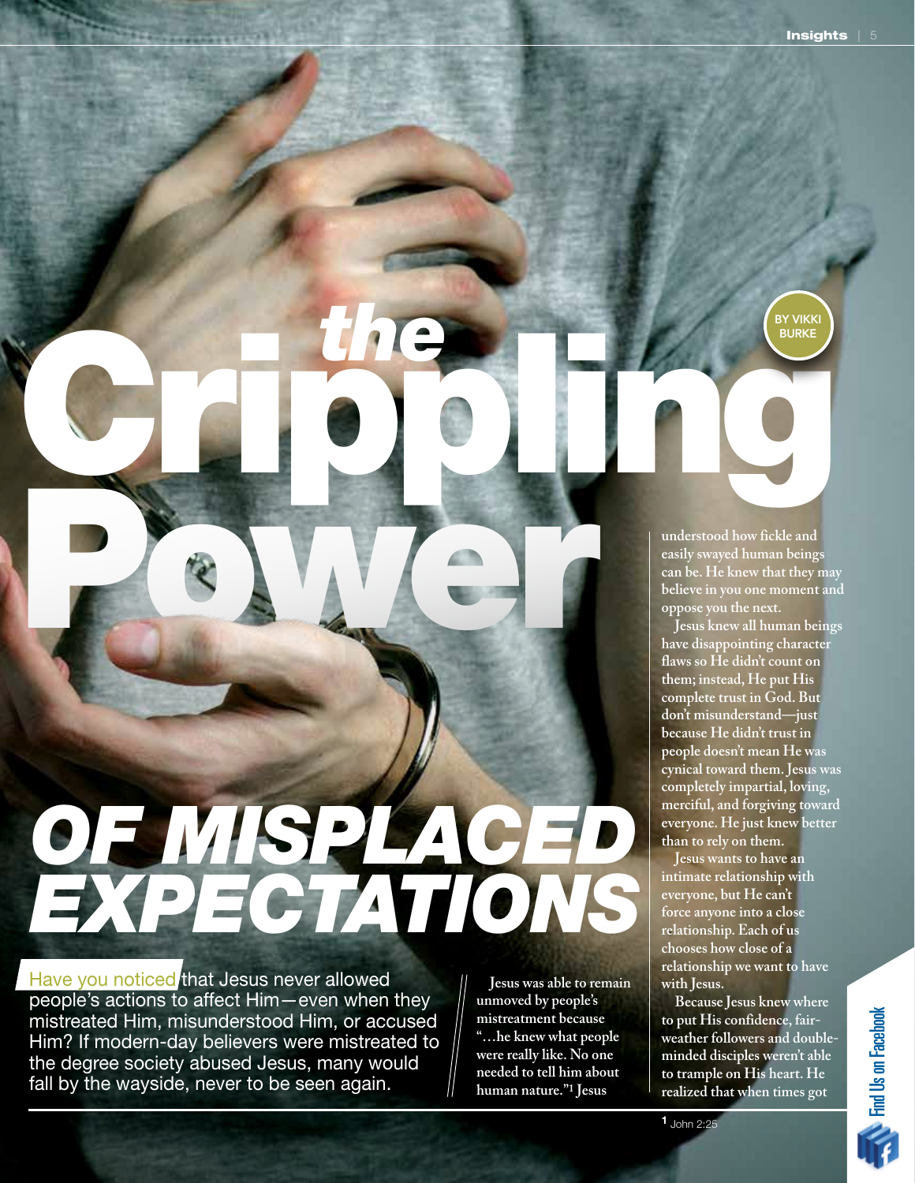# the Crippling Power OF MISPLACED EXPECTATIONS

BY VIKKI BURKE

Have you noticed that Jesus never allowed people's actions to affect Him—even when they mistreated Him, misunderstood Him, or accused Him? If modern-day believers were mistreated to the degree society abused Jesus, many would fall by the wayside, never to be seen again.

Jesus was able to remain unmoved by people's mistreatment because "…he knew what people were really like. No one needed to tell him about human nature."[1] Jesus understood how fickle and easily swayed human beings can be. He knew that they may believe in you one moment and oppose you the next.

Jesus knew all human beings have disappointing character flaws so He didn't count on them; instead, He put His complete trust in God. But don't misunderstand—just because He didn't trust in people doesn't mean He was cynical toward them. Jesus was completely impartial, loving, merciful, and forgiving toward everyone. He just knew better than to rely on them.

Jesus wants to have an intimate relationship with everyone, but He can't force anyone into a close relationship. Each of us chooses how close of a relationship we want to have with Jesus.

Because Jesus knew where to put His confidence, fair-weather followers and double-minded disciples weren't able to trample on His heart. He realized that when times got

[1] John 2:25

Find Us on Facebook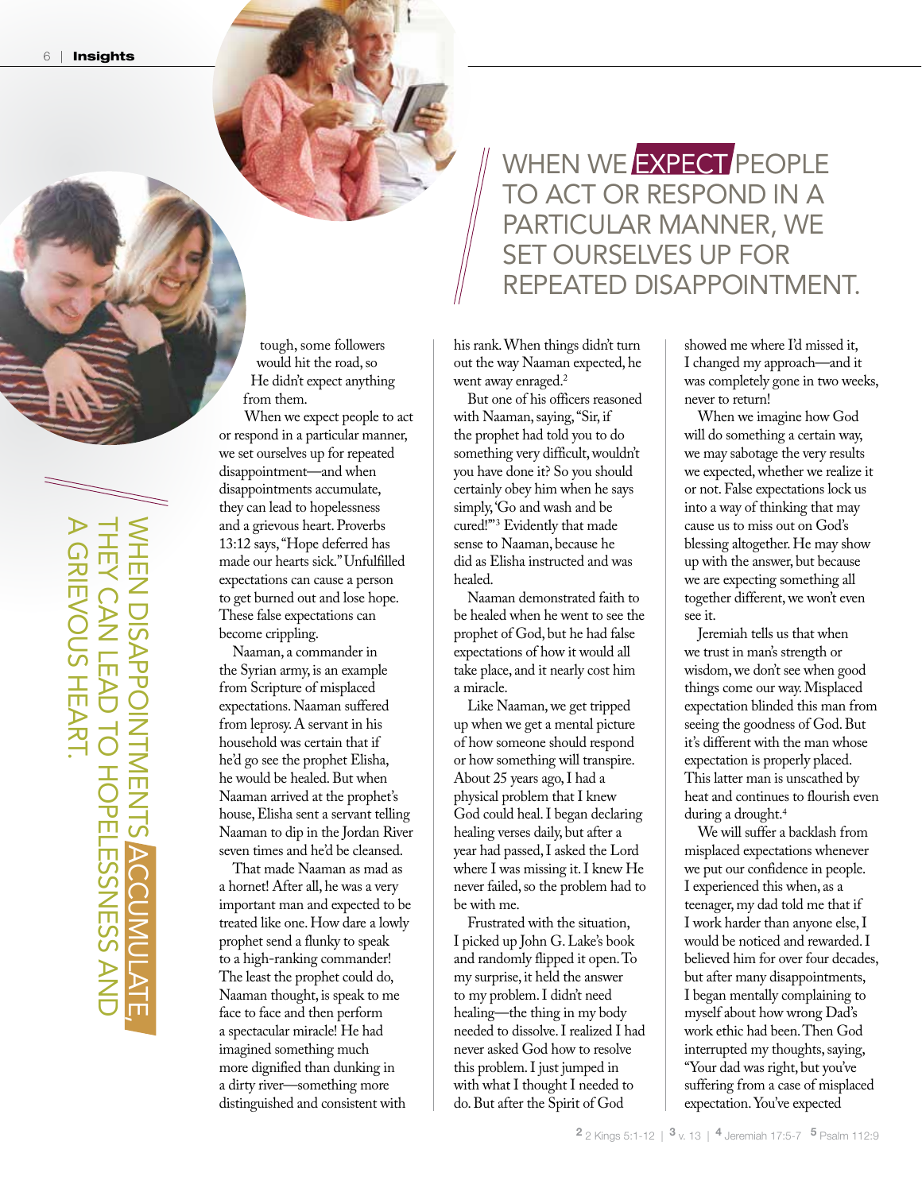> WHEN WE EXPECT PEOPLE TO ACT OR RESPOND IN A PARTICULAR MANNER, WE SET OURSELVES UP FOR REPEATED DISAPPOINTMENT.

> WHEN DISAPPOINTMENTS ACCUMULATE, THEY CAN LEAD TO HOPELESSNESS AND A GRIEVOUS HEART.

tough, some followers would hit the road, so He didn't expect anything from them.

When we expect people to act or respond in a particular manner, we set ourselves up for repeated disappointment—and when disappointments accumulate, they can lead to hopelessness and a grievous heart. Proverbs 13:12 says, "Hope deferred has made our hearts sick." Unfulfilled expectations can cause a person to get burned out and lose hope. These false expectations can become crippling.

Naaman, a commander in the Syrian army, is an example from Scripture of misplaced expectations. Naaman suffered from leprosy. A servant in his household was certain that if he'd go see the prophet Elisha, he would be healed. But when Naaman arrived at the prophet's house, Elisha sent a servant telling Naaman to dip in the Jordan River seven times and he'd be cleansed.

That made Naaman as mad as a hornet! After all, he was a very important man and expected to be treated like one. How dare a lowly prophet send a flunky to speak to a high-ranking commander! The least the prophet could do, Naaman thought, is speak to me face to face and then perform a spectacular miracle! He had imagined something much more dignified than dunking in a dirty river—something more distinguished and consistent with his rank. When things didn't turn out the way Naaman expected, he went away enraged.[2]

But one of his officers reasoned with Naaman, saying, "Sir, if the prophet had told you to do something very difficult, wouldn't you have done it? So you should certainly obey him when he says simply, 'Go and wash and be cured!'"[3] Evidently that made sense to Naaman, because he did as Elisha instructed and was healed.

Naaman demonstrated faith to be healed when he went to see the prophet of God, but he had false expectations of how it would all take place, and it nearly cost him a miracle.

Like Naaman, we get tripped up when we get a mental picture of how someone should respond or how something will transpire. About 25 years ago, I had a physical problem that I knew God could heal. I began declaring healing verses daily, but after a year had passed, I asked the Lord where I was missing it. I knew He never failed, so the problem had to be with me.

Frustrated with the situation, I picked up John G. Lake's book and randomly flipped it open. To my surprise, it held the answer to my problem. I didn't need healing—the thing in my body needed to dissolve. I realized I had never asked God how to resolve this problem. I just jumped in with what I thought I needed to do. But after the Spirit of God showed me where I'd missed it, I changed my approach—and it was completely gone in two weeks, never to return!

When we imagine how God will do something a certain way, we may sabotage the very results we expected, whether we realize it or not. False expectations lock us into a way of thinking that may cause us to miss out on God's blessing altogether. He may show up with the answer, but because we are expecting something all together different, we won't even see it.

Jeremiah tells us that when we trust in man's strength or wisdom, we don't see when good things come our way. Misplaced expectation blinded this man from seeing the goodness of God. But it's different with the man whose expectation is properly placed. This latter man is unscathed by heat and continues to flourish even during a drought.[4]

We will suffer a backlash from misplaced expectations whenever we put our confidence in people. I experienced this when, as a teenager, my dad told me that if I work harder than anyone else, I would be noticed and rewarded. I believed him for over four decades, but after many disappointments, I began mentally complaining to myself about how wrong Dad's work ethic had been. Then God interrupted my thoughts, saying, "Your dad was right, but you've suffering from a case of misplaced expectation. You've expected

[2] 2 Kings 5:1-12 | [3] v. 13 | [4] Jeremiah 17:5-7 [5] Psalm 112:9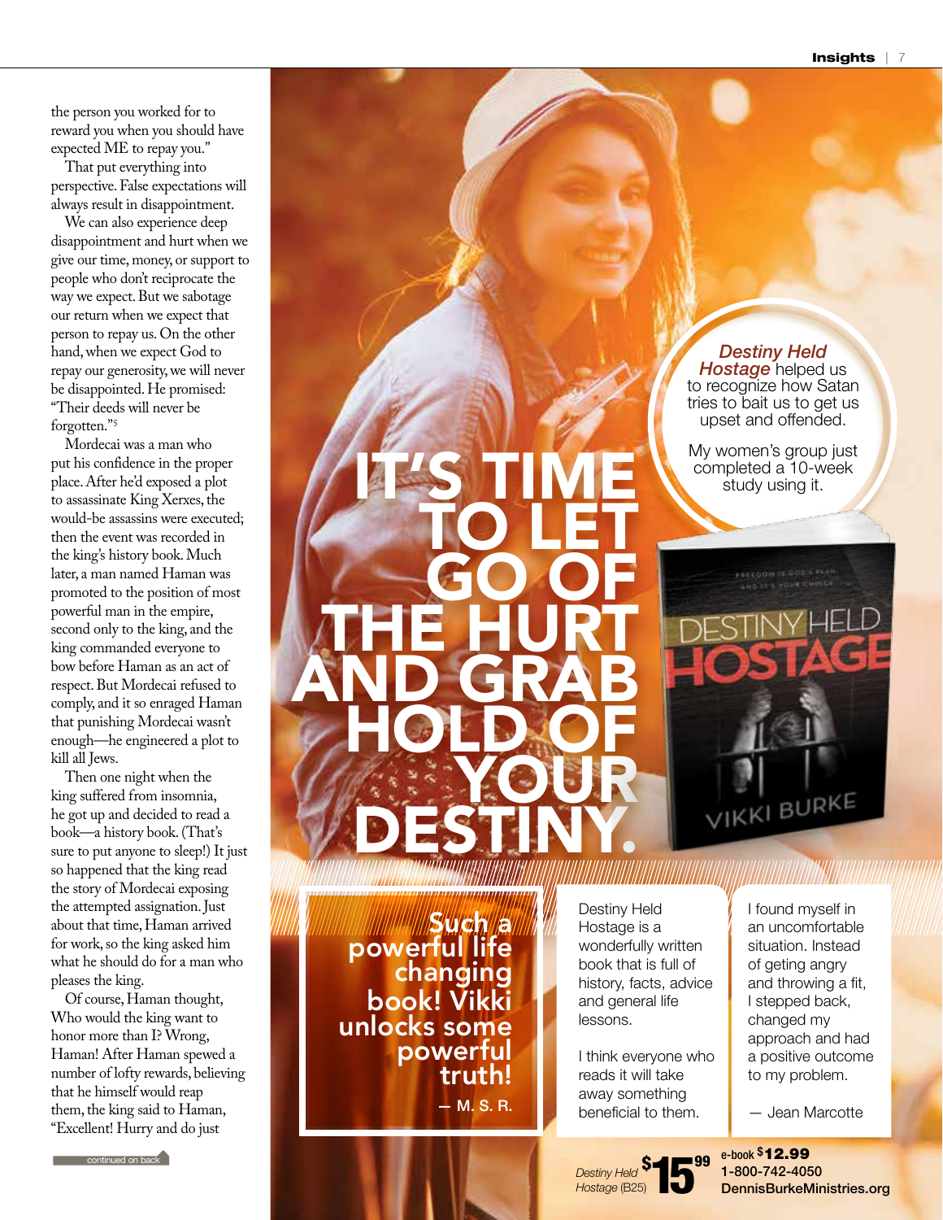the person you worked for to reward you when you should have expected ME to repay you."

That put everything into perspective. False expectations will always result in disappointment.

We can also experience deep disappointment and hurt when we give our time, money, or support to people who don't reciprocate the way we expect. But we sabotage our return when we expect that person to repay us. On the other hand, when we expect God to repay our generosity, we will never be disappointed. He promised: "Their deeds will never be forgotten."[5]

Mordecai was a man who put his confidence in the proper place. After he'd exposed a plot to assassinate King Xerxes, the would-be assassins were executed; then the event was recorded in the king's history book. Much later, a man named Haman was promoted to the position of most powerful man in the empire, second only to the king, and the king commanded everyone to bow before Haman as an act of respect. But Mordecai refused to comply, and it so enraged Haman that punishing Mordecai wasn't enough—he engineered a plot to kill all Jews.

Then one night when the king suffered from insomnia, he got up and decided to read a book—a history book. (That's sure to put anyone to sleep!) It just so happened that the king read the story of Mordecai exposing the attempted assignation. Just about that time, Haman arrived for work, so the king asked him what he should do for a man who pleases the king.

Of course, Haman thought, Who would the king want to honor more than I? Wrong, Haman! After Haman spewed a number of lofty rewards, believing that he himself would reap them, the king said to Haman, "Excellent! Hurry and do just

continued on back

# IT'S TIME TO LET GO OF THE HURT AND GRAB HOLD OF YOUR DESTINY.

*Destiny Held Hostage* helped us to recognize how Satan tries to bait us to get us upset and offended.

My women's group just completed a 10-week study using it.

FREEDOM IS GOD'S PLAN AND IT'S YOUR CHOICE

DESTINY HELD HOSTAGE

VIKKI BURKE

**Such a powerful life changing book! Vikki unlocks some powerful truth!**

— M. S. R.

Destiny Held Hostage is a wonderfully written book that is full of history, facts, advice and general life lessons.

I think everyone who reads it will take away something beneficial to them.

I found myself in an uncomfortable situation. Instead of geting angry and throwing a fit, I stepped back, changed my approach and had a positive outcome to my problem.

— Jean Marcotte

*Destiny Held Hostage* (B25) **$15.99**

**e-book $12.99**
**1-800-742-4050**
**DennisBurkeMinistries.org**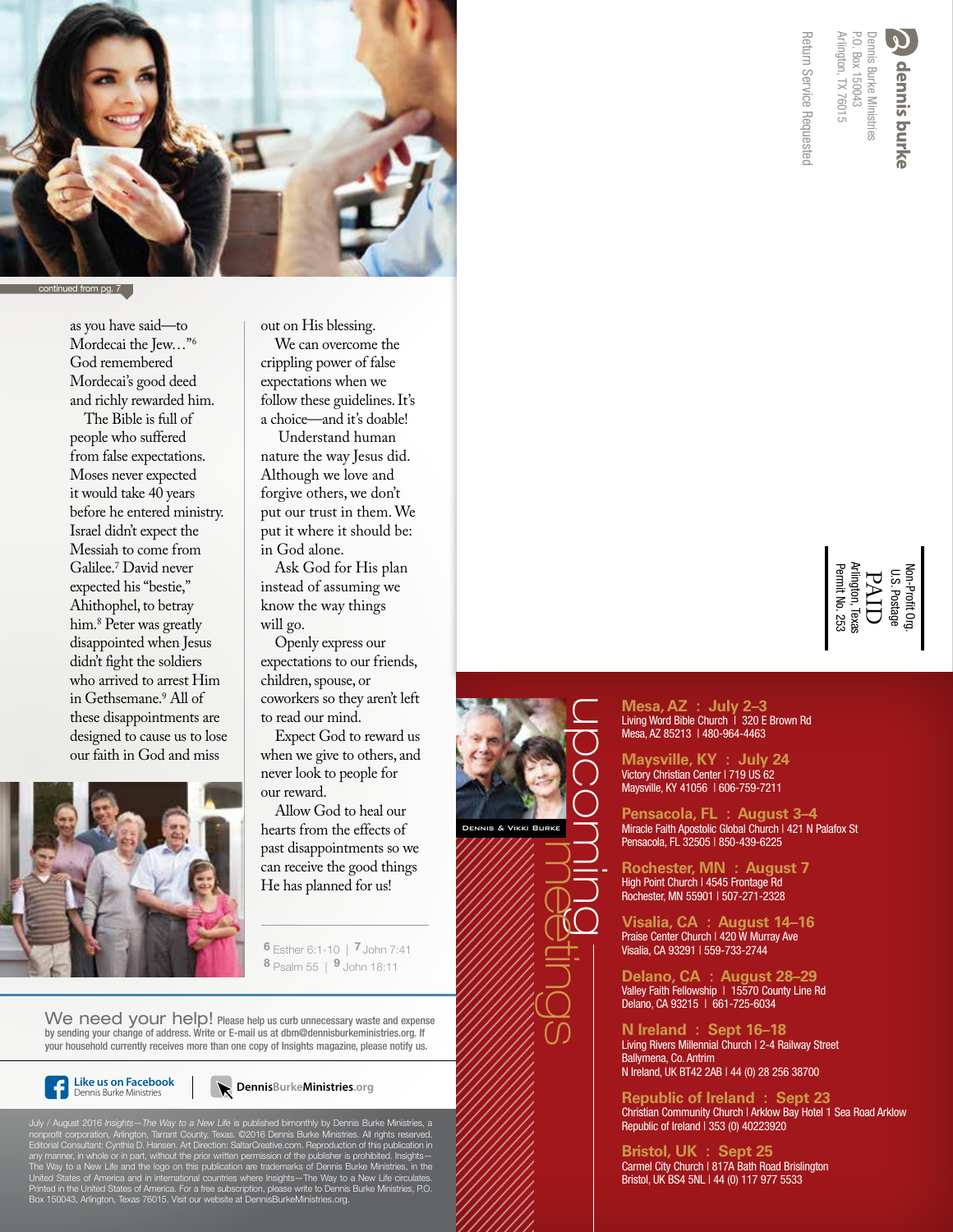continued from pg. 7

as you have said—to Mordecai the Jew…"[6] God remembered Mordecai's good deed and richly rewarded him.

The Bible is full of people who suffered from false expectations. Moses never expected it would take 40 years before he entered ministry. Israel didn't expect the Messiah to come from Galilee.[7] David never expected his "bestie," Ahithophel, to betray him.[8] Peter was greatly disappointed when Jesus didn't fight the soldiers who arrived to arrest Him in Gethsemane.[9] All of these disappointments are designed to cause us to lose our faith in God and miss out on His blessing.

We can overcome the crippling power of false expectations when we follow these guidelines. It's a choice—and it's doable!

Understand human nature the way Jesus did. Although we love and forgive others, we don't put our trust in them. We put it where it should be: in God alone.

Ask God for His plan instead of assuming we know the way things will go.

Openly express our expectations to our friends, children, spouse, or coworkers so they aren't left to read our mind.

Expect God to reward us when we give to others, and never look to people for our reward.

Allow God to heal our hearts from the effects of past disappointments so we can receive the good things He has planned for us!

[6] Esther 6:1-10 | [7] John 7:41
[8] Psalm 55 | [9] John 18:11

**We need your help!** Please help us curb unnecessary waste and expense by sending your change of address. Write or E-mail us at dbm@dennisburkeministries.org. If your household currently receives more than one copy of Insights magazine, please notify us.

Like us on Facebook
Dennis Burke Ministries

DennisBurkeMinistries.org

July / August 2016 *Insights—The Way to a New Life* is published bimonthly by Dennis Burke Ministries, a nonprofit corporation, Arlington, Tarrant County, Texas. ©2016 Dennis Burke Ministries. All rights reserved. Editorial Consultant: Cynthia D. Hansen. Art Direction: SaltarCreative.com. Reproduction of this publication in any manner, in whole or in part, without the prior written permission of the publisher is prohibited. Insights—The Way to a New Life and the logo on this publication are trademarks of Dennis Burke Ministries, in the United States of America and in international countries where Insights—The Way to a New Life circulates. Printed in the United States of America. For a free subscription, please write to Dennis Burke Ministries, P.O. Box 150043, Arlington, Texas 76015. Visit our website at DennisBurkeMinistries.org.

dennis burke
Dennis Burke Ministries
P.O. Box 150043
Arlington, TX 76015

Return Service Requested

Non-Profit Org.
U.S. Postage
PAID
Arlington, Texas
Permit No. 253

## upcoming meetings

Dennis & Vikki Burke

**Mesa, AZ : July 2–3**
Living Word Bible Church | 320 E Brown Rd
Mesa, AZ 85213 | 480-964-4463

**Maysville, KY : July 24**
Victory Christian Center | 719 US 62
Maysville, KY 41056 | 606-759-7211

**Pensacola, FL : August 3–4**
Miracle Faith Apostolic Global Church | 421 N Palafox St
Pensacola, FL 32505 | 850-439-6225

**Rochester, MN : August 7**
High Point Church | 4545 Frontage Rd
Rochester, MN 55901 | 507-271-2328

**Visalia, CA : August 14–16**
Praise Center Church | 420 W Murray Ave
Visalia, CA 93291 | 559-733-2744

**Delano, CA : August 28–29**
Valley Faith Fellowship | 15570 County Line Rd
Delano, CA 93215 | 661-725-6034

**N Ireland : Sept 16–18**
Living Rivers Millennial Church | 2-4 Railway Street
Ballymena, Co. Antrim
N Ireland, UK BT42 2AB | 44 (0) 28 256 38700

**Republic of Ireland : Sept 23**
Christian Community Church | Arklow Bay Hotel 1 Sea Road Arklow
Republic of Ireland | 353 (0) 40223920

**Bristol, UK : Sept 25**
Carmel City Church | 817A Bath Road Brislington
Bristol, UK BS4 5NL | 44 (0) 117 977 5533